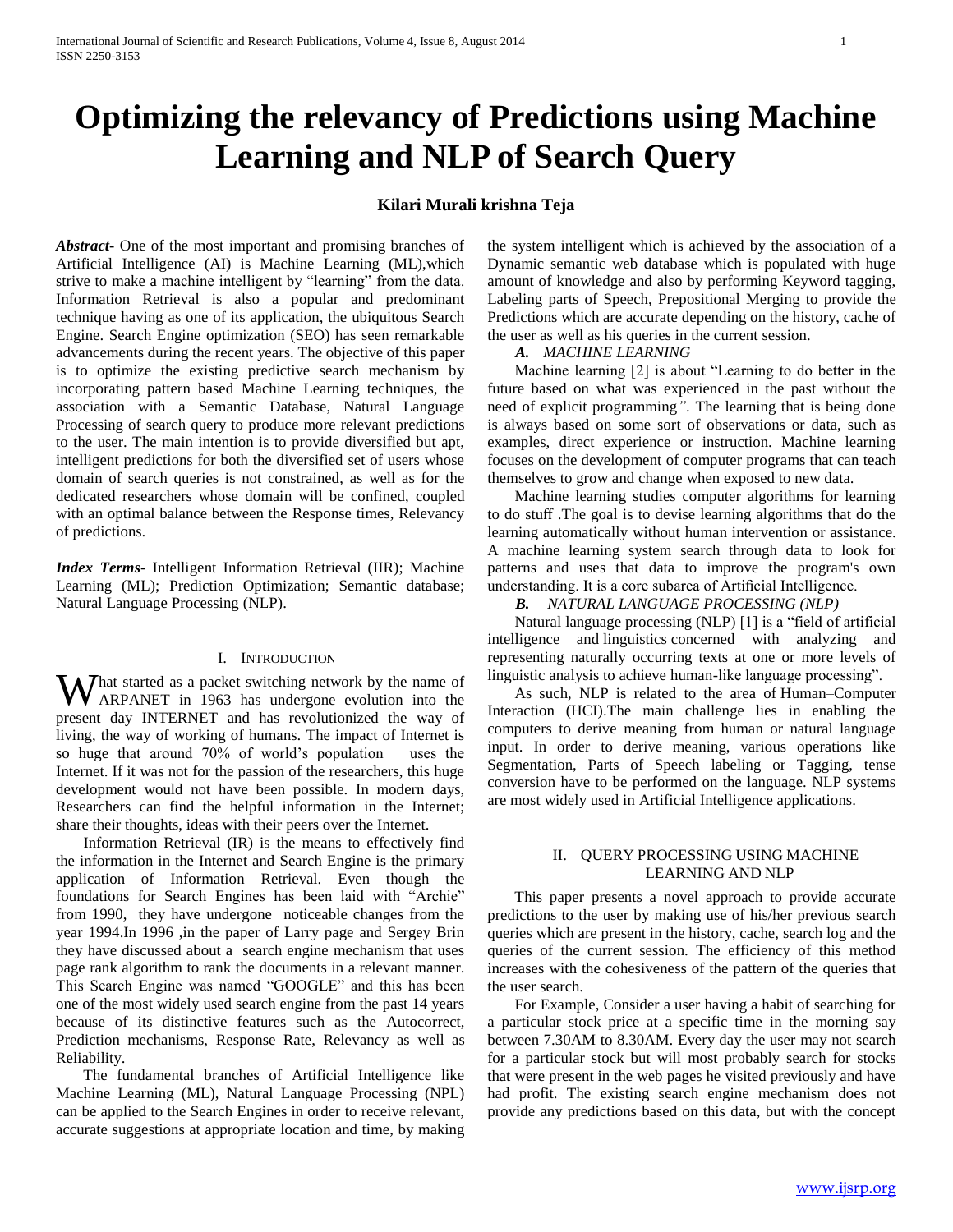# Optimizing the relevancy of Predictions using Machine Learning and NLP of Search Query

**Kilari Murali krishna Teja**

***Abstract***- One of the most important and promising branches of Artificial Intelligence (AI) is Machine Learning (ML),which strive to make a machine intelligent by "learning" from the data. Information Retrieval is also a popular and predominant technique having as one of its application, the ubiquitous Search Engine. Search Engine optimization (SEO) has seen remarkable advancements during the recent years. The objective of this paper is to optimize the existing predictive search mechanism by incorporating pattern based Machine Learning techniques, the association with a Semantic Database, Natural Language Processing of search query to produce more relevant predictions to the user. The main intention is to provide diversified but apt, intelligent predictions for both the diversified set of users whose domain of search queries is not constrained, as well as for the dedicated researchers whose domain will be confined, coupled with an optimal balance between the Response times, Relevancy of predictions.

***Index Terms***- Intelligent Information Retrieval (IIR); Machine Learning (ML); Prediction Optimization; Semantic database; Natural Language Processing (NLP).

## I. Introduction

What started as a packet switching network by the name of ARPANET in 1963 has undergone evolution into the present day INTERNET and has revolutionized the way of living, the way of working of humans. The impact of Internet is so huge that around 70% of world's population uses the Internet. If it was not for the passion of the researchers, this huge development would not have been possible. In modern days, Researchers can find the helpful information in the Internet; share their thoughts, ideas with their peers over the Internet.

Information Retrieval (IR) is the means to effectively find the information in the Internet and Search Engine is the primary application of Information Retrieval. Even though the foundations for Search Engines has been laid with "Archie" from 1990, they have undergone noticeable changes from the year 1994.In 1996 ,in the paper of Larry page and Sergey Brin they have discussed about a search engine mechanism that uses page rank algorithm to rank the documents in a relevant manner. This Search Engine was named "GOOGLE" and this has been one of the most widely used search engine from the past 14 years because of its distinctive features such as the Autocorrect, Prediction mechanisms, Response Rate, Relevancy as well as Reliability.

The fundamental branches of Artificial Intelligence like Machine Learning (ML), Natural Language Processing (NPL) can be applied to the Search Engines in order to receive relevant, accurate suggestions at appropriate location and time, by making the system intelligent which is achieved by the association of a Dynamic semantic web database which is populated with huge amount of knowledge and also by performing Keyword tagging, Labeling parts of Speech, Prepositional Merging to provide the Predictions which are accurate depending on the history, cache of the user as well as his queries in the current session.

### *A. MACHINE LEARNING*

Machine learning [2] is about "Learning to do better in the future based on what was experienced in the past without the need of explicit programming*"*. The learning that is being done is always based on some sort of observations or data, such as examples, direct experience or instruction. Machine learning focuses on the development of computer programs that can teach themselves to grow and change when exposed to new data.

Machine learning studies computer algorithms for learning to do stuff .The goal is to devise learning algorithms that do the learning automatically without human intervention or assistance. A machine learning system search through data to look for patterns and uses that data to improve the program's own understanding. It is a core subarea of Artificial Intelligence.

### *B. NATURAL LANGUAGE PROCESSING (NLP)*

Natural language processing (NLP) [1] is a "field of artificial intelligence and linguistics concerned with analyzing and representing naturally occurring texts at one or more levels of linguistic analysis to achieve human-like language processing".

As such, NLP is related to the area of Human–Computer Interaction (HCI).The main challenge lies in enabling the computers to derive meaning from human or natural language input. In order to derive meaning, various operations like Segmentation, Parts of Speech labeling or Tagging, tense conversion have to be performed on the language. NLP systems are most widely used in Artificial Intelligence applications.

## II. Query Processing Using Machine Learning and NLP

This paper presents a novel approach to provide accurate predictions to the user by making use of his/her previous search queries which are present in the history, cache, search log and the queries of the current session. The efficiency of this method increases with the cohesiveness of the pattern of the queries that the user search.

For Example, Consider a user having a habit of searching for a particular stock price at a specific time in the morning say between 7.30AM to 8.30AM. Every day the user may not search for a particular stock but will most probably search for stocks that were present in the web pages he visited previously and have had profit. The existing search engine mechanism does not provide any predictions based on this data, but with the concept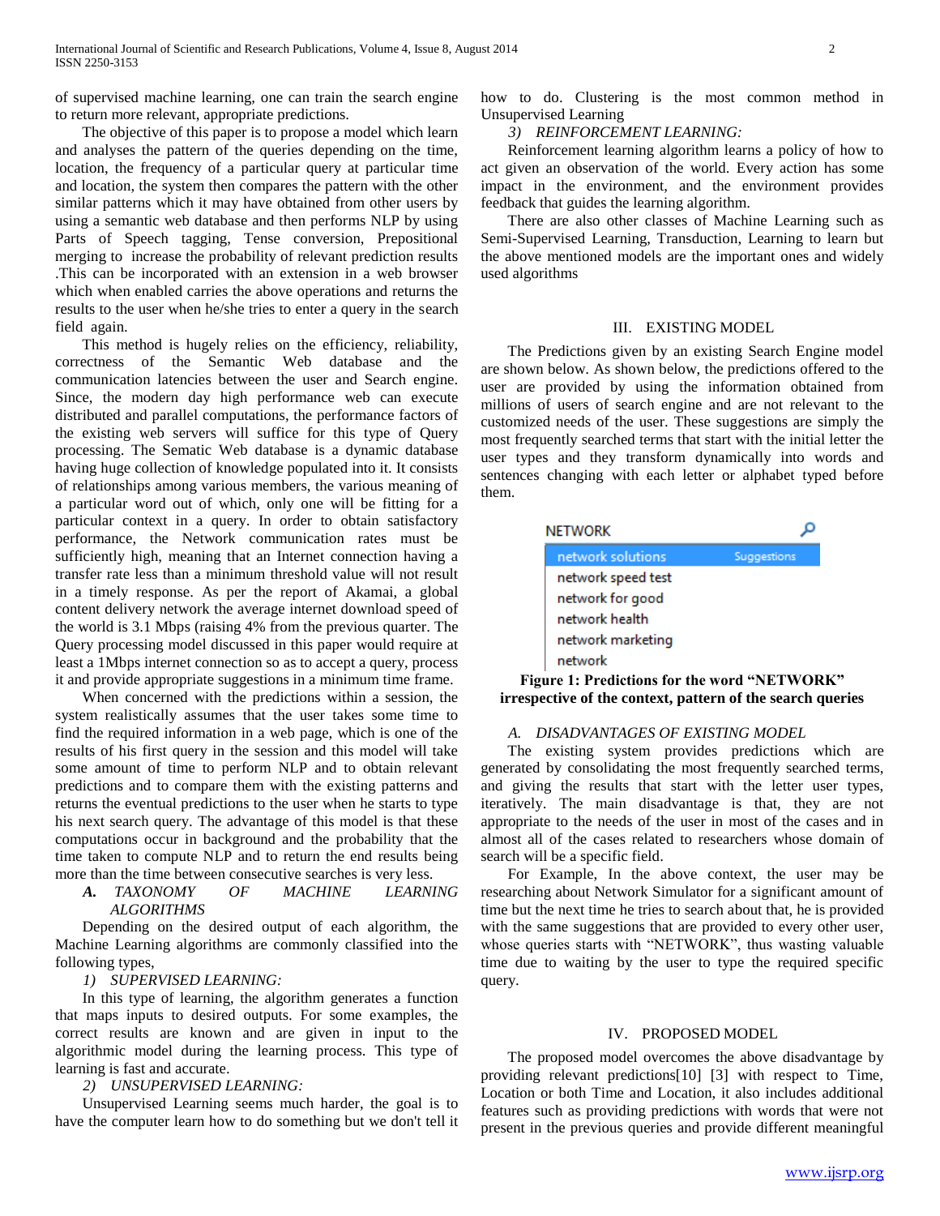of supervised machine learning, one can train the search engine to return more relevant, appropriate predictions.

The objective of this paper is to propose a model which learn and analyses the pattern of the queries depending on the time, location, the frequency of a particular query at particular time and location, the system then compares the pattern with the other similar patterns which it may have obtained from other users by using a semantic web database and then performs NLP by using Parts of Speech tagging, Tense conversion, Prepositional merging to increase the probability of relevant prediction results .This can be incorporated with an extension in a web browser which when enabled carries the above operations and returns the results to the user when he/she tries to enter a query in the search field again.

This method is hugely relies on the efficiency, reliability, correctness of the Semantic Web database and the communication latencies between the user and Search engine. Since, the modern day high performance web can execute distributed and parallel computations, the performance factors of the existing web servers will suffice for this type of Query processing. The Sematic Web database is a dynamic database having huge collection of knowledge populated into it. It consists of relationships among various members, the various meaning of a particular word out of which, only one will be fitting for a particular context in a query. In order to obtain satisfactory performance, the Network communication rates must be sufficiently high, meaning that an Internet connection having a transfer rate less than a minimum threshold value will not result in a timely response. As per the report of Akamai, a global content delivery network the average internet download speed of the world is 3.1 Mbps (raising 4% from the previous quarter. The Query processing model discussed in this paper would require at least a 1Mbps internet connection so as to accept a query, process it and provide appropriate suggestions in a minimum time frame.

When concerned with the predictions within a session, the system realistically assumes that the user takes some time to find the required information in a web page, which is one of the results of his first query in the session and this model will take some amount of time to perform NLP and to obtain relevant predictions and to compare them with the existing patterns and returns the eventual predictions to the user when he starts to type his next search query. The advantage of this model is that these computations occur in background and the probability that the time taken to compute NLP and to return the end results being more than the time between consecutive searches is very less.

### *A. TAXONOMY OF MACHINE LEARNING ALGORITHMS*

Depending on the desired output of each algorithm, the Machine Learning algorithms are commonly classified into the following types,

*1) SUPERVISED LEARNING:*

In this type of learning, the algorithm generates a function that maps inputs to desired outputs. For some examples, the correct results are known and are given in input to the algorithmic model during the learning process. This type of learning is fast and accurate.

*2) UNSUPERVISED LEARNING:*

Unsupervised Learning seems much harder, the goal is to have the computer learn how to do something but we don't tell it how to do. Clustering is the most common method in Unsupervised Learning

*3) REINFORCEMENT LEARNING:*

Reinforcement learning algorithm learns a policy of how to act given an observation of the world. Every action has some impact in the environment, and the environment provides feedback that guides the learning algorithm.

There are also other classes of Machine Learning such as Semi-Supervised Learning, Transduction, Learning to learn but the above mentioned models are the important ones and widely used algorithms

## III. EXISTING MODEL

The Predictions given by an existing Search Engine model are shown below. As shown below, the predictions offered to the user are provided by using the information obtained from millions of users of search engine and are not relevant to the customized needs of the user. These suggestions are simply the most frequently searched terms that start with the initial letter the user types and they transform dynamically into words and sentences changing with each letter or alphabet typed before them.

NETWORK
- network solutions — Suggestions
- network speed test
- network for good
- network health
- network marketing
- network

**Figure 1: Predictions for the word "NETWORK" irrespective of the context, pattern of the search queries**

### *A. DISADVANTAGES OF EXISTING MODEL*

The existing system provides predictions which are generated by consolidating the most frequently searched terms, and giving the results that start with the letter user types, iteratively. The main disadvantage is that, they are not appropriate to the needs of the user in most of the cases and in almost all of the cases related to researchers whose domain of search will be a specific field.

For Example, In the above context, the user may be researching about Network Simulator for a significant amount of time but the next time he tries to search about that, he is provided with the same suggestions that are provided to every other user, whose queries starts with "NETWORK", thus wasting valuable time due to waiting by the user to type the required specific query.

## IV. PROPOSED MODEL

The proposed model overcomes the above disadvantage by providing relevant predictions[10] [3] with respect to Time, Location or both Time and Location, it also includes additional features such as providing predictions with words that were not present in the previous queries and provide different meaningful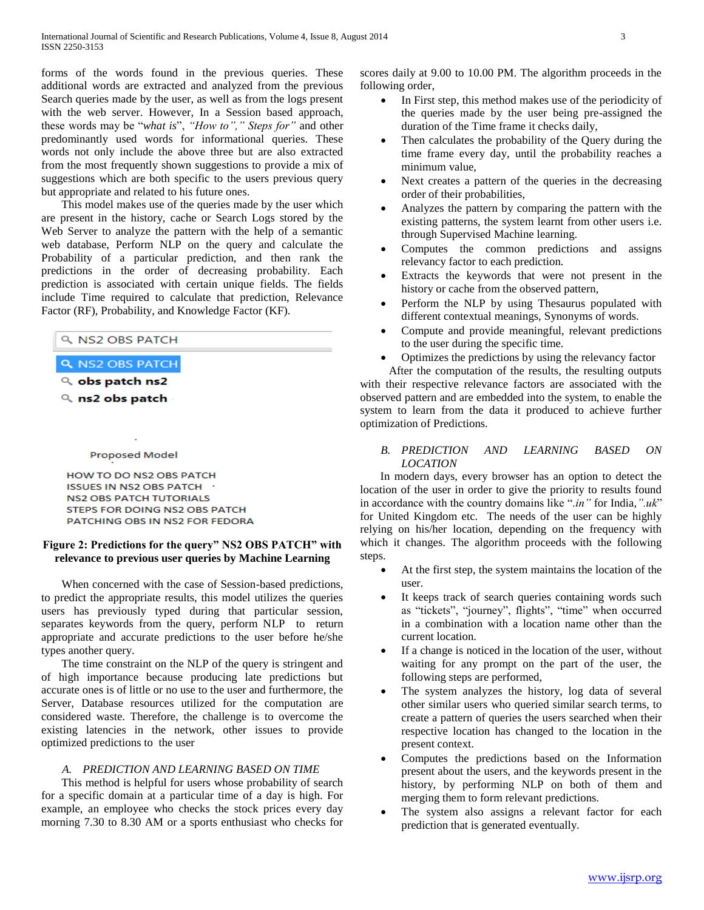forms of the words found in the previous queries. These additional words are extracted and analyzed from the previous Search queries made by the user, as well as from the logs present with the web server. However, In a Session based approach, these words may be "*what is*", *"How to"," Steps for"* and other predominantly used words for informational queries. These words not only include the above three but are also extracted from the most frequently shown suggestions to provide a mix of suggestions which are both specific to the users previous query but appropriate and related to his future ones.

This model makes use of the queries made by the user which are present in the history, cache or Search Logs stored by the Web Server to analyze the pattern with the help of a semantic web database, Perform NLP on the query and calculate the Probability of a particular prediction, and then rank the predictions in the order of decreasing probability. Each prediction is associated with certain unique fields. The fields include Time required to calculate that prediction, Relevance Factor (RF), Probability, and Knowledge Factor (KF).

NS2 OBS PATCH

NS2 OBS PATCH
obs patch ns2
ns2 obs patch

Proposed Model

HOW TO DO NS2 OBS PATCH
ISSUES IN NS2 OBS PATCH
NS2 OBS PATCH TUTORIALS
STEPS FOR DOING NS2 OBS PATCH
PATCHING OBS IN NS2 FOR FEDORA

**Figure 2: Predictions for the query" NS2 OBS PATCH" with relevance to previous user queries by Machine Learning**

When concerned with the case of Session-based predictions, to predict the appropriate results, this model utilizes the queries users has previously typed during that particular session, separates keywords from the query, perform NLP to return appropriate and accurate predictions to the user before he/she types another query.

The time constraint on the NLP of the query is stringent and of high importance because producing late predictions but accurate ones is of little or no use to the user and furthermore, the Server, Database resources utilized for the computation are considered waste. Therefore, the challenge is to overcome the existing latencies in the network, other issues to provide optimized predictions to the user

### *A. PREDICTION AND LEARNING BASED ON TIME*

This method is helpful for users whose probability of search for a specific domain at a particular time of a day is high. For example, an employee who checks the stock prices every day morning 7.30 to 8.30 AM or a sports enthusiast who checks for scores daily at 9.00 to 10.00 PM. The algorithm proceeds in the following order,

- In First step, this method makes use of the periodicity of the queries made by the user being pre-assigned the duration of the Time frame it checks daily,
- Then calculates the probability of the Query during the time frame every day, until the probability reaches a minimum value,
- Next creates a pattern of the queries in the decreasing order of their probabilities,
- Analyzes the pattern by comparing the pattern with the existing patterns, the system learnt from other users i.e. through Supervised Machine learning.
- Computes the common predictions and assigns relevancy factor to each prediction.
- Extracts the keywords that were not present in the history or cache from the observed pattern,
- Perform the NLP by using Thesaurus populated with different contextual meanings, Synonyms of words.
- Compute and provide meaningful, relevant predictions to the user during the specific time.
- Optimizes the predictions by using the relevancy factor

After the computation of the results, the resulting outputs with their respective relevance factors are associated with the observed pattern and are embedded into the system, to enable the system to learn from the data it produced to achieve further optimization of Predictions.

### *B. PREDICTION AND LEARNING BASED ON LOCATION*

In modern days, every browser has an option to detect the location of the user in order to give the priority to results found in accordance with the country domains like "*.in"* for India*,".uk*" for United Kingdom etc. The needs of the user can be highly relying on his/her location, depending on the frequency with which it changes. The algorithm proceeds with the following steps.

- At the first step, the system maintains the location of the user.
- It keeps track of search queries containing words such as "tickets", "journey", flights", "time" when occurred in a combination with a location name other than the current location.
- If a change is noticed in the location of the user, without waiting for any prompt on the part of the user, the following steps are performed,
- The system analyzes the history, log data of several other similar users who queried similar search terms, to create a pattern of queries the users searched when their respective location has changed to the location in the present context.
- Computes the predictions based on the Information present about the users, and the keywords present in the history, by performing NLP on both of them and merging them to form relevant predictions.
- The system also assigns a relevant factor for each prediction that is generated eventually.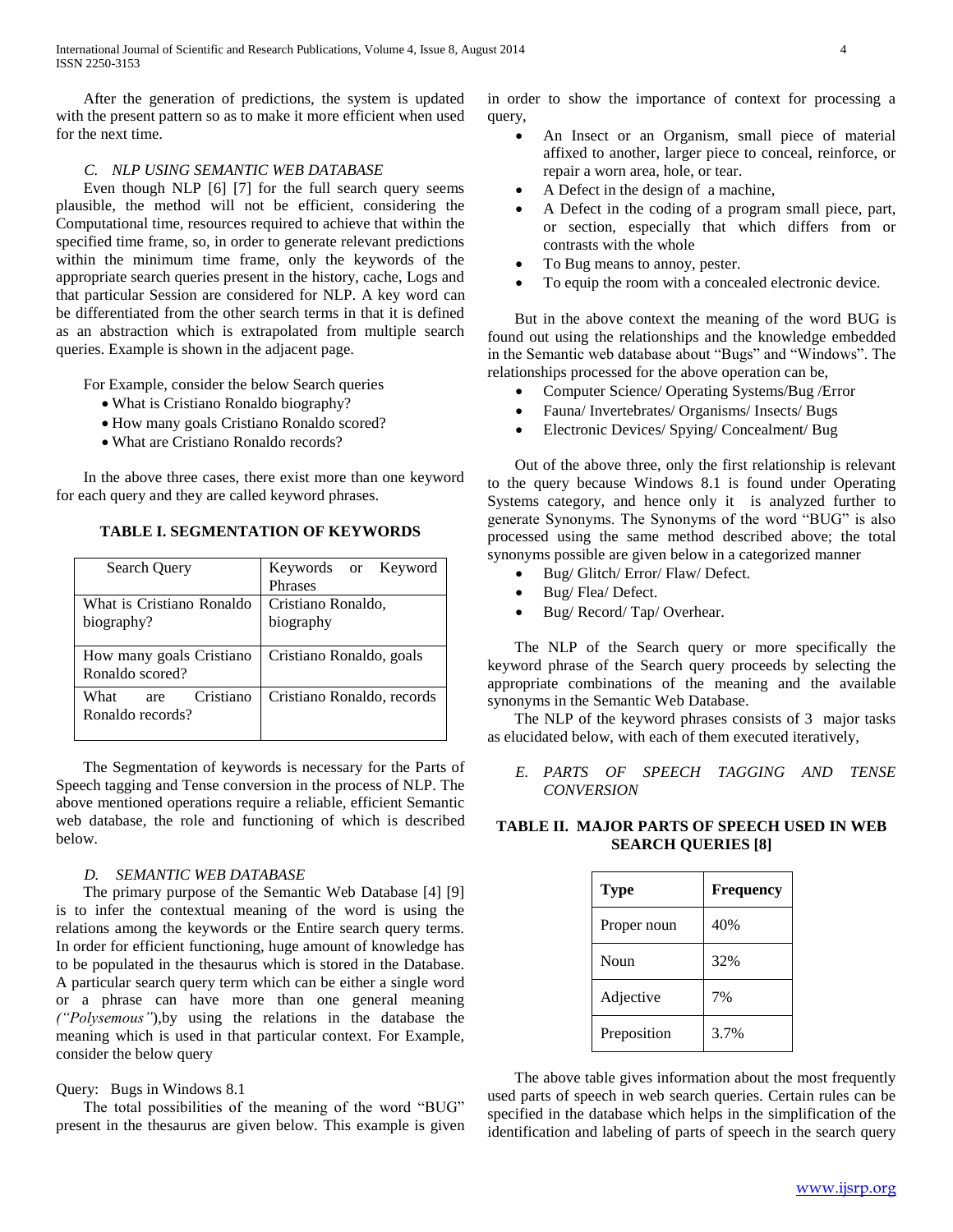After the generation of predictions, the system is updated with the present pattern so as to make it more efficient when used for the next time.

### *C. NLP USING SEMANTIC WEB DATABASE*

Even though NLP [6] [7] for the full search query seems plausible, the method will not be efficient, considering the Computational time, resources required to achieve that within the specified time frame, so, in order to generate relevant predictions within the minimum time frame, only the keywords of the appropriate search queries present in the history, cache, Logs and that particular Session are considered for NLP. A key word can be differentiated from the other search terms in that it is defined as an abstraction which is extrapolated from multiple search queries. Example is shown in the adjacent page.

For Example, consider the below Search queries

- What is Cristiano Ronaldo biography?
- How many goals Cristiano Ronaldo scored?
- What are Cristiano Ronaldo records?

In the above three cases, there exist more than one keyword for each query and they are called keyword phrases.

**TABLE I. SEGMENTATION OF KEYWORDS**

| Search Query | Keywords or Keyword Phrases |
| --- | --- |
| What is Cristiano Ronaldo biography? | Cristiano Ronaldo, biography |
| How many goals Cristiano Ronaldo scored? | Cristiano Ronaldo, goals |
| What are Cristiano Ronaldo records? | Cristiano Ronaldo, records |

The Segmentation of keywords is necessary for the Parts of Speech tagging and Tense conversion in the process of NLP. The above mentioned operations require a reliable, efficient Semantic web database, the role and functioning of which is described below.

### *D. SEMANTIC WEB DATABASE*

The primary purpose of the Semantic Web Database [4] [9] is to infer the contextual meaning of the word is using the relations among the keywords or the Entire search query terms. In order for efficient functioning, huge amount of knowledge has to be populated in the thesaurus which is stored in the Database. A particular search query term which can be either a single word or a phrase can have more than one general meaning *("Polysemous")*,by using the relations in the database the meaning which is used in that particular context. For Example, consider the below query

Query: Bugs in Windows 8.1

The total possibilities of the meaning of the word "BUG" present in the thesaurus are given below. This example is given in order to show the importance of context for processing a query,

- An Insect or an Organism, small piece of material affixed to another, larger piece to conceal, reinforce, or repair a worn area, hole, or tear.
- A Defect in the design of a machine,
- A Defect in the coding of a program small piece, part, or section, especially that which differs from or contrasts with the whole
- To Bug means to annoy, pester.
- To equip the room with a concealed electronic device.

But in the above context the meaning of the word BUG is found out using the relationships and the knowledge embedded in the Semantic web database about "Bugs" and "Windows". The relationships processed for the above operation can be,

- Computer Science/ Operating Systems/Bug /Error
- Fauna/ Invertebrates/ Organisms/ Insects/ Bugs
- Electronic Devices/ Spying/ Concealment/ Bug

Out of the above three, only the first relationship is relevant to the query because Windows 8.1 is found under Operating Systems category, and hence only it is analyzed further to generate Synonyms. The Synonyms of the word "BUG" is also processed using the same method described above; the total synonyms possible are given below in a categorized manner

- Bug/ Glitch/ Error/ Flaw/ Defect.
- Bug/ Flea/ Defect.
- Bug/ Record/ Tap/ Overhear.

The NLP of the Search query or more specifically the keyword phrase of the Search query proceeds by selecting the appropriate combinations of the meaning and the available synonyms in the Semantic Web Database.

The NLP of the keyword phrases consists of 3 major tasks as elucidated below, with each of them executed iteratively,

### *E. PARTS OF SPEECH TAGGING AND TENSE CONVERSION*

**TABLE II. MAJOR PARTS OF SPEECH USED IN WEB SEARCH QUERIES [8]**

| Type | Frequency |
| --- | --- |
| Proper noun | 40% |
| Noun | 32% |
| Adjective | 7% |
| Preposition | 3.7% |

The above table gives information about the most frequently used parts of speech in web search queries. Certain rules can be specified in the database which helps in the simplification of the identification and labeling of parts of speech in the search query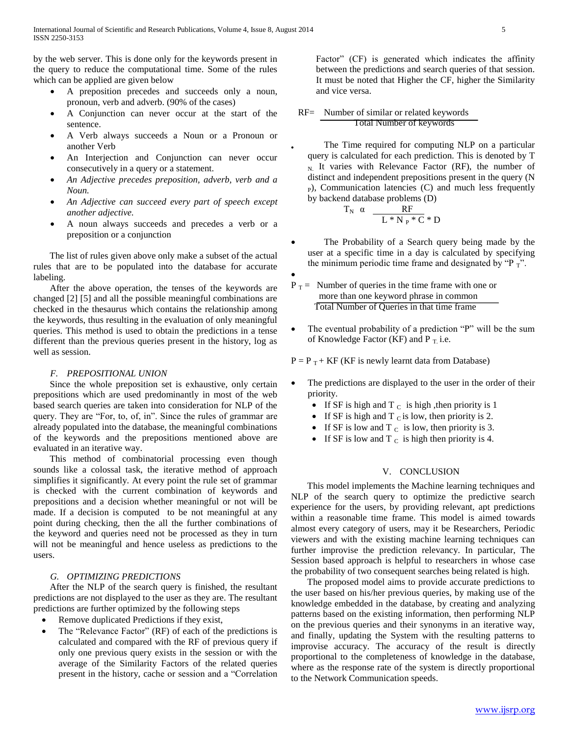by the web server. This is done only for the keywords present in the query to reduce the computational time. Some of the rules which can be applied are given below

- A preposition precedes and succeeds only a noun, pronoun, verb and adverb. (90% of the cases)
- A Conjunction can never occur at the start of the sentence.
- A Verb always succeeds a Noun or a Pronoun or another Verb
- An Interjection and Conjunction can never occur consecutively in a query or a statement.
- *An Adjective precedes preposition, adverb, verb and a Noun.*
- *An Adjective can succeed every part of speech except another adjective.*
- A noun always succeeds and precedes a verb or a preposition or a conjunction

The list of rules given above only make a subset of the actual rules that are to be populated into the database for accurate labeling.

After the above operation, the tenses of the keywords are changed [2] [5] and all the possible meaningful combinations are checked in the thesaurus which contains the relationship among the keywords, thus resulting in the evaluation of only meaningful queries. This method is used to obtain the predictions in a tense different than the previous queries present in the history, log as well as session.

### *F. PREPOSITIONAL UNION*

Since the whole preposition set is exhaustive, only certain prepositions which are used predominantly in most of the web based search queries are taken into consideration for NLP of the query. They are "For, to, of, in". Since the rules of grammar are already populated into the database, the meaningful combinations of the keywords and the prepositions mentioned above are evaluated in an iterative way.

This method of combinatorial processing even though sounds like a colossal task, the iterative method of approach simplifies it significantly. At every point the rule set of grammar is checked with the current combination of keywords and prepositions and a decision whether meaningful or not will be made. If a decision is computed to be not meaningful at any point during checking, then the all the further combinations of the keyword and queries need not be processed as they in turn will not be meaningful and hence useless as predictions to the users.

### *G. OPTIMIZING PREDICTIONS*

After the NLP of the search query is finished, the resultant predictions are not displayed to the user as they are. The resultant predictions are further optimized by the following steps

- Remove duplicated Predictions if they exist,
- The "Relevance Factor" (RF) of each of the predictions is calculated and compared with the RF of previous query if only one previous query exists in the session or with the average of the Similarity Factors of the related queries present in the history, cache or session and a "Correlation Factor" (CF) is generated which indicates the affinity between the predictions and search queries of that session. It must be noted that Higher the CF, higher the Similarity and vice versa.

$$RF = \frac{\text{Number of similar or related keywords}}{\text{Total Number of keywords}}$$

- The Time required for computing NLP on a particular query is calculated for each prediction. This is denoted by $T_N$. It varies with Relevance Factor (RF), the number of distinct and independent prepositions present in the query ($N_P$), Communication latencies (C) and much less frequently by backend database problems (D)

$$T_N \;\alpha\; \frac{RF}{L * N_P * C * D}$$

- The Probability of a Search query being made by the user at a specific time in a day is calculated by specifying the minimum periodic time frame and designated by "$P_T$".

$$P_T = \frac{\text{Number of queries in the time frame with one or more than one keyword phrase in common}}{\text{Total Number of Queries in that time frame}}$$

- The eventual probability of a prediction "P" will be the sum of Knowledge Factor (KF) and $P_T$ i.e.

$P = P_T + KF$ (KF is newly learnt data from Database)

- The predictions are displayed to the user in the order of their priority.
  - If SF is high and $T_C$ is high ,then priority is 1
  - If SF is high and $T_C$ is low, then priority is 2.
  - If SF is low and $T_C$ is low, then priority is 3.
  - If SF is low and $T_C$ is high then priority is 4.

## V. CONCLUSION

This model implements the Machine learning techniques and NLP of the search query to optimize the predictive search experience for the users, by providing relevant, apt predictions within a reasonable time frame. This model is aimed towards almost every category of users, may it be Researchers, Periodic viewers and with the existing machine learning techniques can further improvise the prediction relevancy. In particular, The Session based approach is helpful to researchers in whose case the probability of two consequent searches being related is high.

The proposed model aims to provide accurate predictions to the user based on his/her previous queries, by making use of the knowledge embedded in the database, by creating and analyzing patterns based on the existing information, then performing NLP on the previous queries and their synonyms in an iterative way, and finally, updating the System with the resulting patterns to improvise accuracy. The accuracy of the result is directly proportional to the completeness of knowledge in the database, where as the response rate of the system is directly proportional to the Network Communication speeds.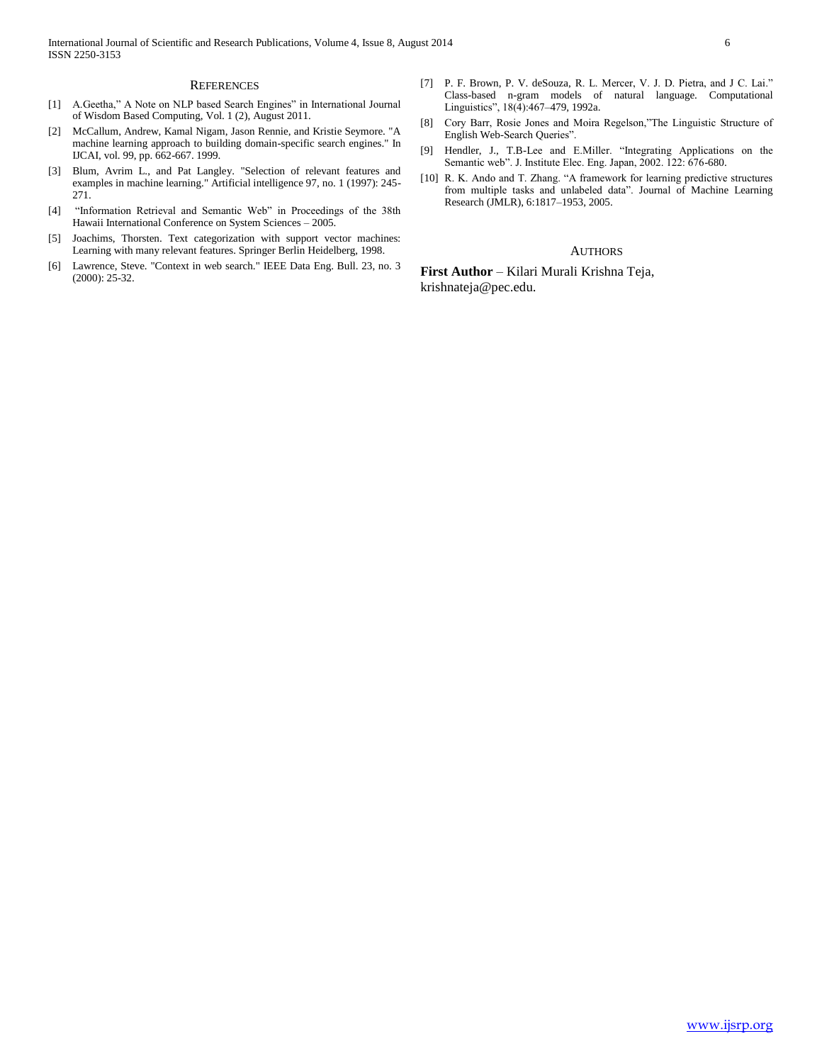## REFERENCES

[1] A.Geetha," A Note on NLP based Search Engines" in International Journal of Wisdom Based Computing, Vol. 1 (2), August 2011.

[2] McCallum, Andrew, Kamal Nigam, Jason Rennie, and Kristie Seymore. "A machine learning approach to building domain-specific search engines." In IJCAI, vol. 99, pp. 662-667. 1999.

[3] Blum, Avrim L., and Pat Langley. "Selection of relevant features and examples in machine learning." Artificial intelligence 97, no. 1 (1997): 245-271.

[4] "Information Retrieval and Semantic Web" in Proceedings of the 38th Hawaii International Conference on System Sciences – 2005.

[5] Joachims, Thorsten. Text categorization with support vector machines: Learning with many relevant features. Springer Berlin Heidelberg, 1998.

[6] Lawrence, Steve. "Context in web search." IEEE Data Eng. Bull. 23, no. 3 (2000): 25-32.

[7] P. F. Brown, P. V. deSouza, R. L. Mercer, V. J. D. Pietra, and J C. Lai." Class-based n-gram models of natural language. Computational Linguistics", 18(4):467–479, 1992a.

[8] Cory Barr, Rosie Jones and Moira Regelson,"The Linguistic Structure of English Web-Search Queries".

[9] Hendler, J., T.B-Lee and E.Miller. "Integrating Applications on the Semantic web". J. Institute Elec. Eng. Japan, 2002. 122: 676-680.

[10] R. K. Ando and T. Zhang. "A framework for learning predictive structures from multiple tasks and unlabeled data". Journal of Machine Learning Research (JMLR), 6:1817–1953, 2005.

## AUTHORS

**First Author** – Kilari Murali Krishna Teja, krishnateja@pec.edu.